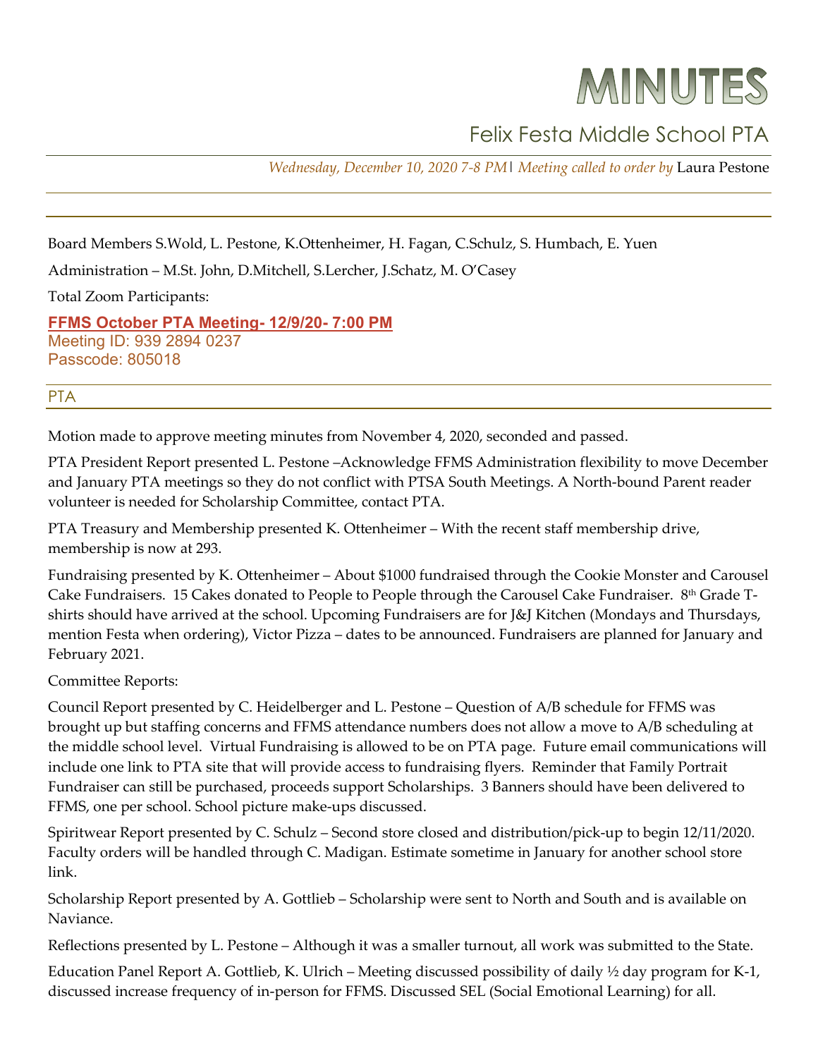# MINUTES

## Felix Festa Middle School PTA

*Wednesday, December 10, 2020 7-8 PM*| *Meeting called to order by* Laura Pestone

Board Members S.Wold, L. Pestone, K.Ottenheimer, H. Fagan, C.Schulz, S. Humbach, E. Yuen

Administration – M.St. John, D.Mitchell, S.Lercher, J.Schatz, M. O'Casey

Total Zoom Participants:

**FFMS October PTA Meeting- 12/9/20- 7:00 PM**
Meeting ID: 939 2894 0237
Passcode: 805018

### PTA

Motion made to approve meeting minutes from November 4, 2020, seconded and passed.

PTA President Report presented L. Pestone –Acknowledge FFMS Administration flexibility to move December and January PTA meetings so they do not conflict with PTSA South Meetings. A North-bound Parent reader volunteer is needed for Scholarship Committee, contact PTA.

PTA Treasury and Membership presented K. Ottenheimer – With the recent staff membership drive, membership is now at 293.

Fundraising presented by K. Ottenheimer – About $1000 fundraised through the Cookie Monster and Carousel Cake Fundraisers. 15 Cakes donated to People to People through the Carousel Cake Fundraiser. 8th Grade T-shirts should have arrived at the school. Upcoming Fundraisers are for J&J Kitchen (Mondays and Thursdays, mention Festa when ordering), Victor Pizza – dates to be announced. Fundraisers are planned for January and February 2021.

Committee Reports:

Council Report presented by C. Heidelberger and L. Pestone – Question of A/B schedule for FFMS was brought up but staffing concerns and FFMS attendance numbers does not allow a move to A/B scheduling at the middle school level. Virtual Fundraising is allowed to be on PTA page. Future email communications will include one link to PTA site that will provide access to fundraising flyers. Reminder that Family Portrait Fundraiser can still be purchased, proceeds support Scholarships. 3 Banners should have been delivered to FFMS, one per school. School picture make-ups discussed.

Spiritwear Report presented by C. Schulz – Second store closed and distribution/pick-up to begin 12/11/2020. Faculty orders will be handled through C. Madigan. Estimate sometime in January for another school store link.

Scholarship Report presented by A. Gottlieb – Scholarship were sent to North and South and is available on Naviance.

Reflections presented by L. Pestone – Although it was a smaller turnout, all work was submitted to the State.

Education Panel Report A. Gottlieb, K. Ulrich – Meeting discussed possibility of daily ½ day program for K-1, discussed increase frequency of in-person for FFMS. Discussed SEL (Social Emotional Learning) for all.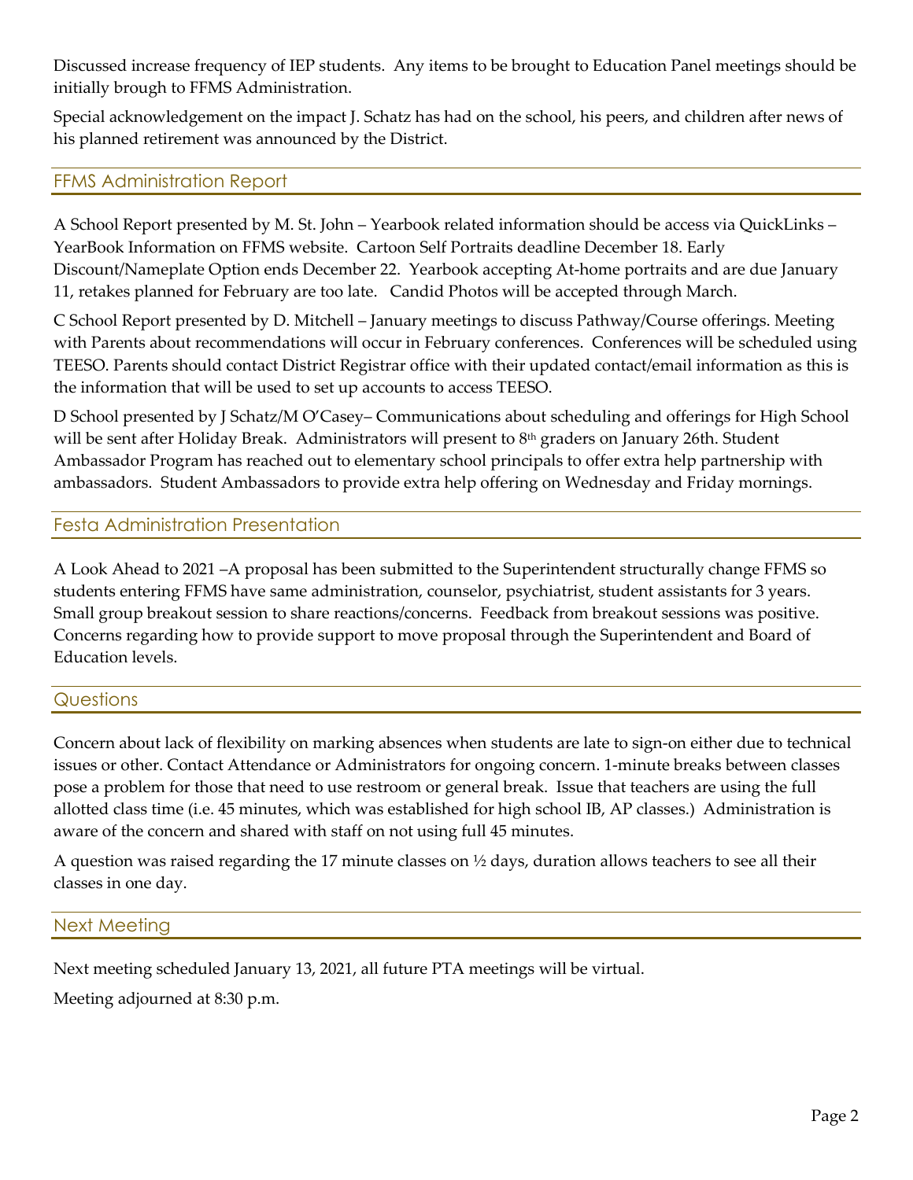Discussed increase frequency of IEP students. Any items to be brought to Education Panel meetings should be initially brough to FFMS Administration.

Special acknowledgement on the impact J. Schatz has had on the school, his peers, and children after news of his planned retirement was announced by the District.

## FFMS Administration Report

A School Report presented by M. St. John – Yearbook related information should be access via QuickLinks – YearBook Information on FFMS website. Cartoon Self Portraits deadline December 18. Early Discount/Nameplate Option ends December 22. Yearbook accepting At-home portraits and are due January 11, retakes planned for February are too late. Candid Photos will be accepted through March.

C School Report presented by D. Mitchell – January meetings to discuss Pathway/Course offerings. Meeting with Parents about recommendations will occur in February conferences. Conferences will be scheduled using TEESO. Parents should contact District Registrar office with their updated contact/email information as this is the information that will be used to set up accounts to access TEESO.

D School presented by J Schatz/M O'Casey– Communications about scheduling and offerings for High School will be sent after Holiday Break. Administrators will present to 8th graders on January 26th. Student Ambassador Program has reached out to elementary school principals to offer extra help partnership with ambassadors. Student Ambassadors to provide extra help offering on Wednesday and Friday mornings.

## Festa Administration Presentation

A Look Ahead to 2021 –A proposal has been submitted to the Superintendent structurally change FFMS so students entering FFMS have same administration, counselor, psychiatrist, student assistants for 3 years. Small group breakout session to share reactions/concerns. Feedback from breakout sessions was positive. Concerns regarding how to provide support to move proposal through the Superintendent and Board of Education levels.

## Questions

Concern about lack of flexibility on marking absences when students are late to sign-on either due to technical issues or other. Contact Attendance or Administrators for ongoing concern. 1-minute breaks between classes pose a problem for those that need to use restroom or general break. Issue that teachers are using the full allotted class time (i.e. 45 minutes, which was established for high school IB, AP classes.) Administration is aware of the concern and shared with staff on not using full 45 minutes.

A question was raised regarding the 17 minute classes on ½ days, duration allows teachers to see all their classes in one day.

## Next Meeting

Next meeting scheduled January 13, 2021, all future PTA meetings will be virtual.

Meeting adjourned at 8:30 p.m.